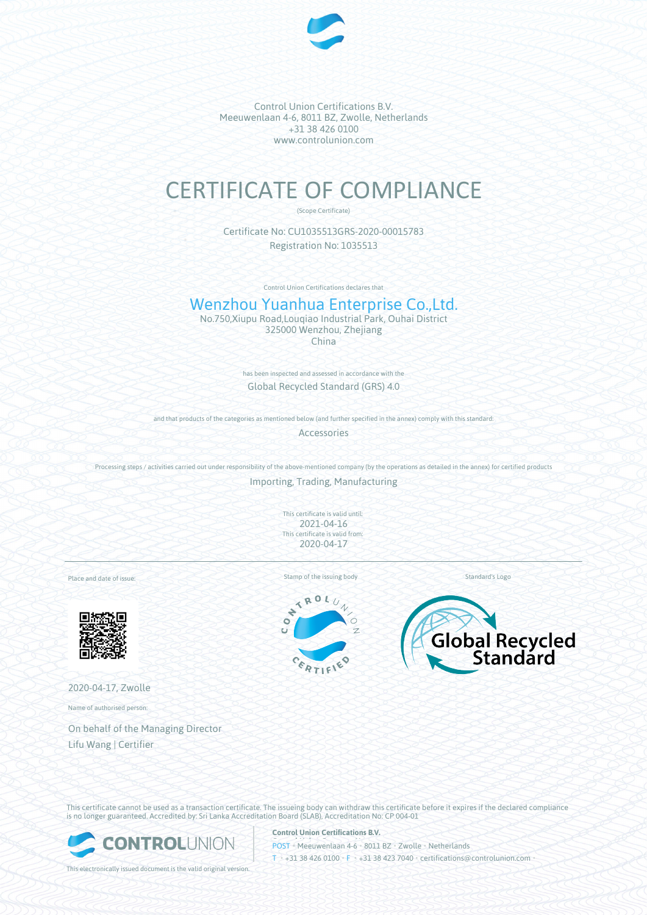Control Union Certifications B.V.
Meeuwenlaan 4-6, 8011 BZ, Zwolle, Netherlands
+31 38 426 0100
www.controlunion.com

# CERTIFICATE OF COMPLIANCE

(Scope Certificate)

Certificate No: CU1035513GRS-2020-00015783
Registration No: 1035513

Control Union Certifications declares that

## Wenzhou Yuanhua Enterprise Co.,Ltd.

No.750,Xiupu Road,Louqiao Industrial Park, Ouhai District
325000 Wenzhou, Zhejiang
China

has been inspected and assessed in accordance with the

Global Recycled Standard (GRS) 4.0

and that products of the categories as mentioned below (and further specified in the annex) comply with this standard:

Accessories

Processing steps / activities carried out under responsibility of the above-mentioned company (by the operations as detailed in the annex) for certified products

Importing, Trading, Manufacturing

This certificate is valid until:
2021-04-16
This certificate is valid from:
2020-04-17

Place and date of issue:

2020-04-17, Zwolle

Name of authorised person:

On behalf of the Managing Director
Lifu Wang | Certifier

Stamp of the issuing body

Standard's Logo

This certificate cannot be used as a transaction certificate. The issueing body can withdraw this certificate before it expires if the declared compliance is no longer guaranteed. Accredited by: Sri Lanka Accreditation Board (SLAB), Accreditation No: CP 004-01

This electronically issued document is the valid original version.

**Control Union Certifications B.V.**
POST • Meeuwenlaan 4-6 • 8011 BZ • Zwolle • Netherlands
T • +31 38 426 0100 • F • +31 38 423 7040 • certifications@controlunion.com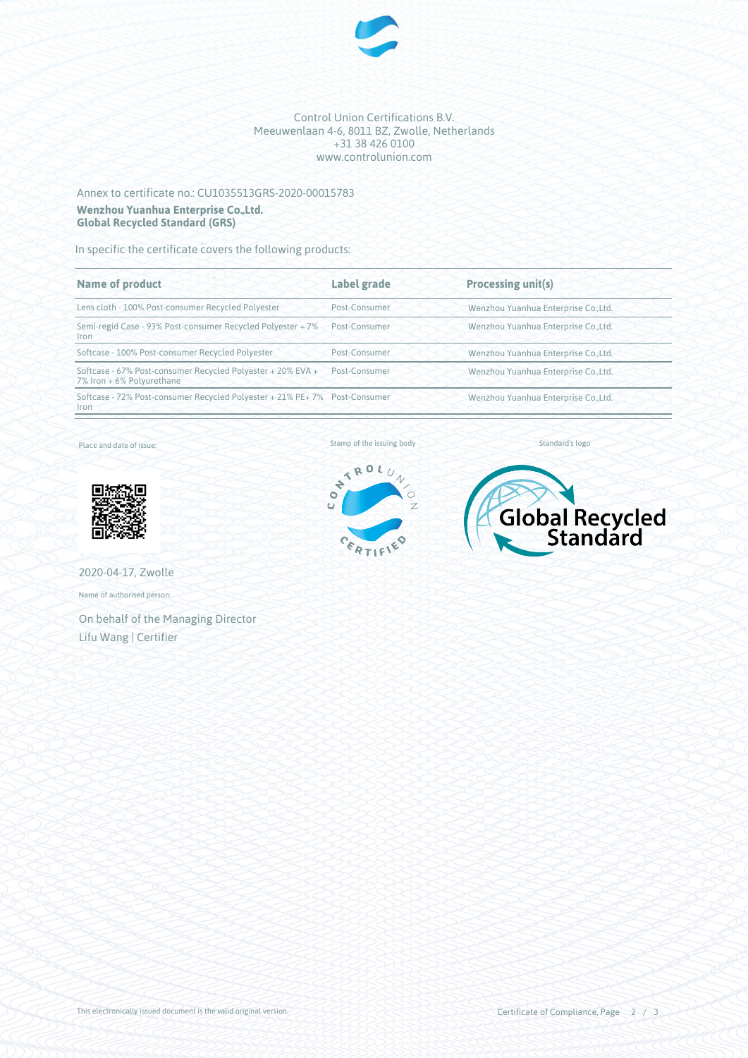Control Union Certifications B.V.
Meeuwenlaan 4-6, 8011 BZ, Zwolle, Netherlands
+31 38 426 0100
www.controlunion.com

Annex to certificate no.: CU1035513GRS-2020-00015783

**Wenzhou Yuanhua Enterprise Co.,Ltd.**
**Global Recycled Standard (GRS)**

In specific the certificate covers the following products:

| Name of product | Label grade | Processing unit(s) |
| --- | --- | --- |
| Lens cloth - 100% Post-consumer Recycled Polyester | Post-Consumer | Wenzhou Yuanhua Enterprise Co.,Ltd. |
| Semi-regid Case - 93% Post-consumer Recycled Polyester + 7% Iron | Post-Consumer | Wenzhou Yuanhua Enterprise Co.,Ltd. |
| Softcase - 100% Post-consumer Recycled Polyester | Post-Consumer | Wenzhou Yuanhua Enterprise Co.,Ltd. |
| Softcase - 67% Post-consumer Recycled Polyester + 20% EVA + 7% Iron + 6% Polyurethane | Post-Consumer | Wenzhou Yuanhua Enterprise Co.,Ltd. |
| Softcase - 72% Post-consumer Recycled Polyester + 21% PE+ 7% Iron | Post-Consumer | Wenzhou Yuanhua Enterprise Co.,Ltd. |

Place and date of issue:

2020-04-17, Zwolle

Name of authorised person:

On behalf of the Managing Director
Lifu Wang | Certifier

Stamp of the issuing body

Standard's logo

This electronically issued document is the valid original version.

Certificate of Compliance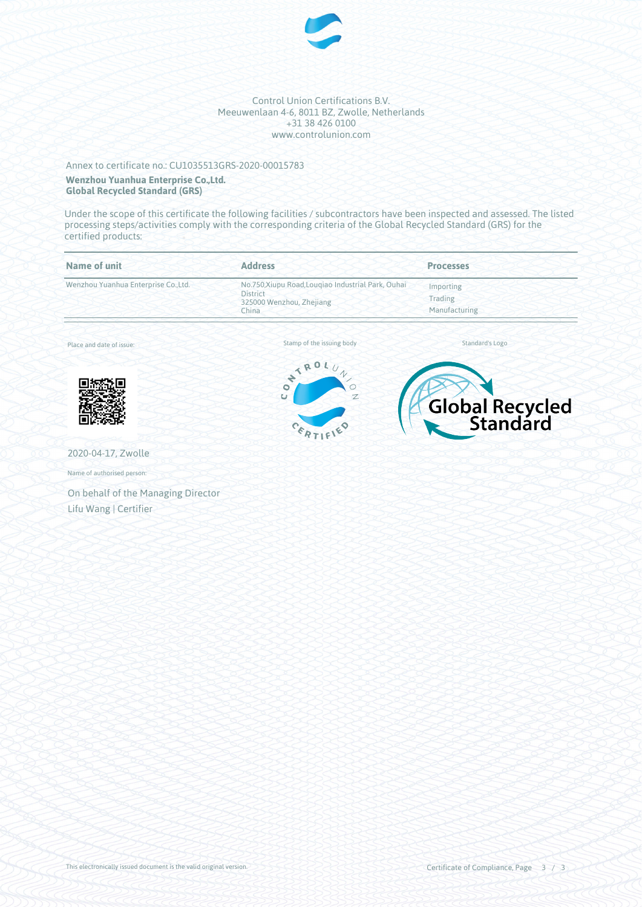Control Union Certifications B.V.
Meeuwenlaan 4-6, 8011 BZ, Zwolle, Netherlands
+31 38 426 0100
www.controlunion.com

Annex to certificate no.: CU1035513GRS-2020-00015783

**Wenzhou Yuanhua Enterprise Co.,Ltd.**
**Global Recycled Standard (GRS)**

Under the scope of this certificate the following facilities / subcontractors have been inspected and assessed. The listed processing steps/activities comply with the corresponding criteria of the Global Recycled Standard (GRS) for the certified products:

| Name of unit | Address | Processes |
|---|---|---|
| Wenzhou Yuanhua Enterprise Co.,Ltd. | No.750,Xiupu Road,Louqiao Industrial Park, Ouhai District<br>325000 Wenzhou, Zhejiang<br>China | Importing<br>Trading<br>Manufacturing |

Place and date of issue:

2020-04-17, Zwolle

Stamp of the issuing body

Standard's Logo

Name of authorised person:

On behalf of the Managing Director
Lifu Wang | Certifier

This electronically issued document is the valid original version.